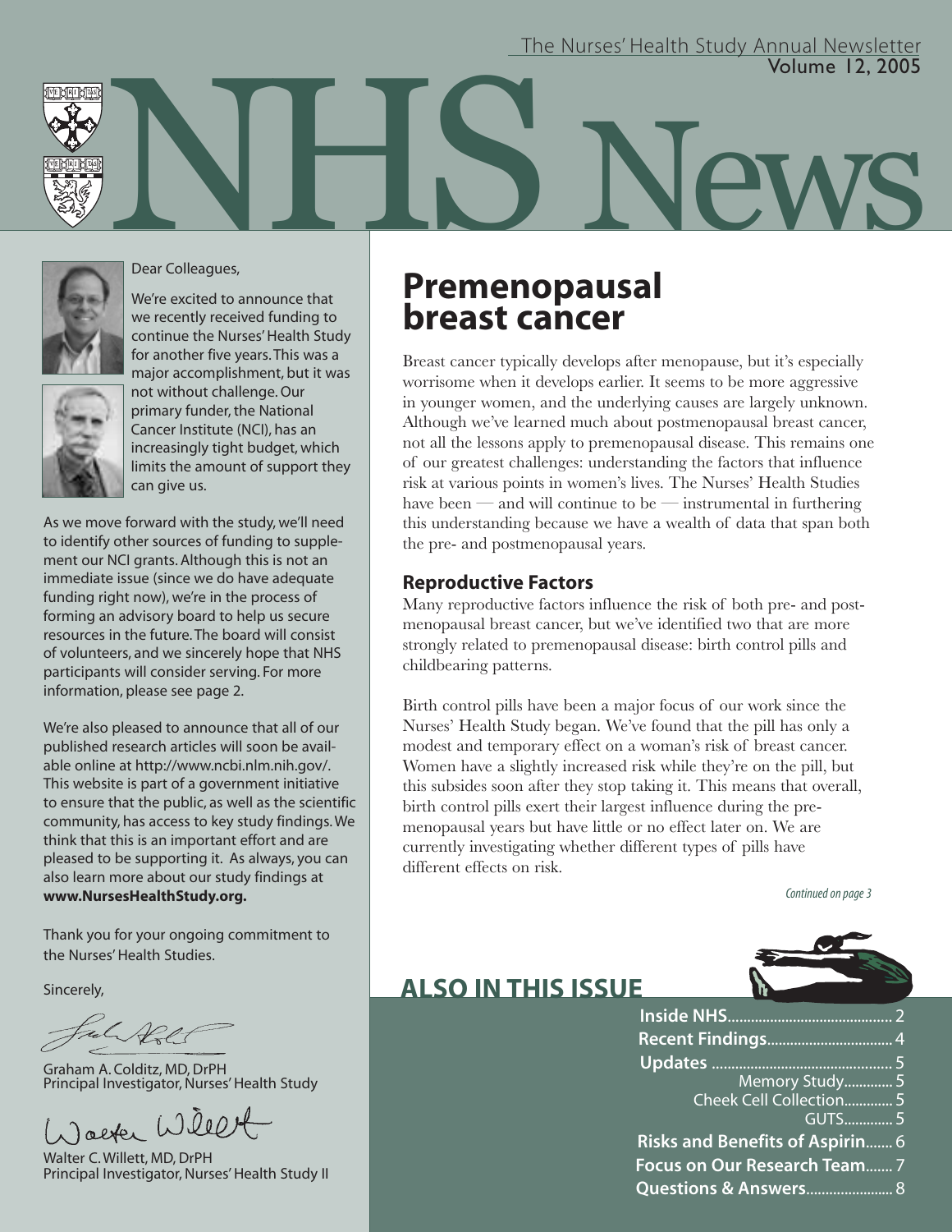The Nurses' Health Study Annual Newsletter

Volume 12, 2005

# NHS News

Dear Colleagues,

We're excited to announce that we recently received funding to continue the Nurses' Health Study for another five years. This was a major accomplishment, but it was not without challenge. Our primary funder, the National Cancer Institute (NCI), has an increasingly tight budget, which limits the amount of support they can give us.

As we move forward with the study, we'll need to identify other sources of funding to supplement our NCI grants. Although this is not an immediate issue (since we do have adequate funding right now), we're in the process of forming an advisory board to help us secure resources in the future. The board will consist of volunteers, and we sincerely hope that NHS participants will consider serving. For more information, please see page 2.

We're also pleased to announce that all of our published research articles will soon be available online at http://www.ncbi.nlm.nih.gov/. This website is part of a government initiative to ensure that the public, as well as the scientific community, has access to key study findings. We think that this is an important effort and are pleased to be supporting it. As always, you can also learn more about our study findings at **www.NursesHealthStudy.org.**

Thank you for your ongoing commitment to the Nurses' Health Studies.

Sincerely,

Graham A. Colditz, MD, DrPH
Principal Investigator, Nurses' Health Study

Walter C. Willett, MD, DrPH
Principal Investigator, Nurses' Health Study II

## Premenopausal breast cancer

Breast cancer typically develops after menopause, but it's especially worrisome when it develops earlier. It seems to be more aggressive in younger women, and the underlying causes are largely unknown. Although we've learned much about postmenopausal breast cancer, not all the lessons apply to premenopausal disease. This remains one of our greatest challenges: understanding the factors that influence risk at various points in women's lives. The Nurses' Health Studies have been — and will continue to be — instrumental in furthering this understanding because we have a wealth of data that span both the pre- and postmenopausal years.

### Reproductive Factors

Many reproductive factors influence the risk of both pre- and postmenopausal breast cancer, but we've identified two that are more strongly related to premenopausal disease: birth control pills and childbearing patterns.

Birth control pills have been a major focus of our work since the Nurses' Health Study began. We've found that the pill has only a modest and temporary effect on a woman's risk of breast cancer. Women have a slightly increased risk while they're on the pill, but this subsides soon after they stop taking it. This means that overall, birth control pills exert their largest influence during the premenopausal years but have little or no effect later on. We are currently investigating whether different types of pills have different effects on risk.

*Continued on page 3*

## ALSO IN THIS ISSUE

- **Inside NHS** ........ 2
- **Recent Findings** ........ 4
- **Updates** ........ 5
  - Memory Study ........ 5
  - Cheek Cell Collection ........ 5
  - GUTS ........ 5
- **Risks and Benefits of Aspirin** ........ 6
- **Focus on Our Research Team** ........ 7
- **Questions & Answers** ........ 8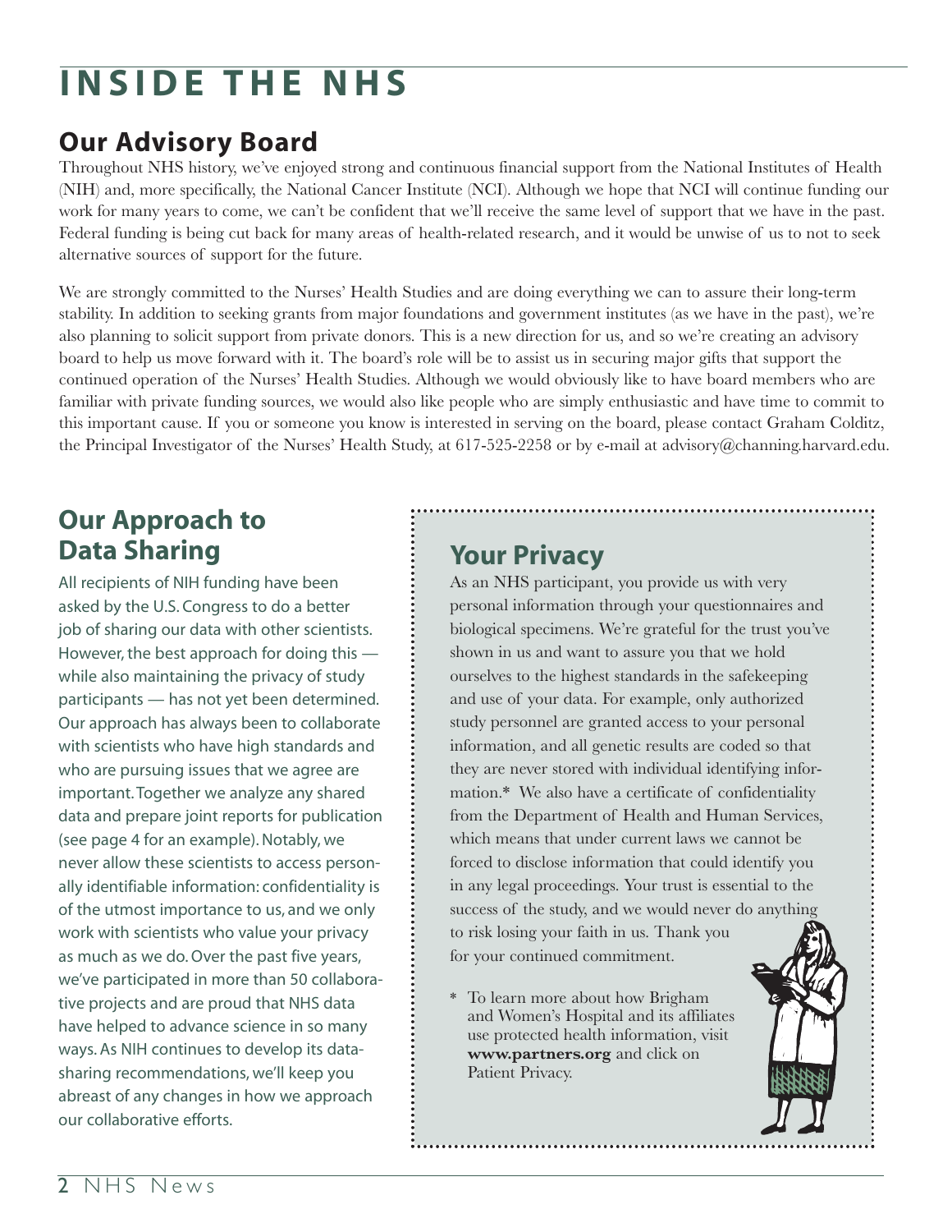# INSIDE THE NHS

## Our Advisory Board

Throughout NHS history, we've enjoyed strong and continuous financial support from the National Institutes of Health (NIH) and, more specifically, the National Cancer Institute (NCI). Although we hope that NCI will continue funding our work for many years to come, we can't be confident that we'll receive the same level of support that we have in the past. Federal funding is being cut back for many areas of health-related research, and it would be unwise of us to not to seek alternative sources of support for the future.

We are strongly committed to the Nurses' Health Studies and are doing everything we can to assure their long-term stability. In addition to seeking grants from major foundations and government institutes (as we have in the past), we're also planning to solicit support from private donors. This is a new direction for us, and so we're creating an advisory board to help us move forward with it. The board's role will be to assist us in securing major gifts that support the continued operation of the Nurses' Health Studies. Although we would obviously like to have board members who are familiar with private funding sources, we would also like people who are simply enthusiastic and have time to commit to this important cause. If you or someone you know is interested in serving on the board, please contact Graham Colditz, the Principal Investigator of the Nurses' Health Study, at 617-525-2258 or by e-mail at advisory@channing.harvard.edu.

## Our Approach to Data Sharing

All recipients of NIH funding have been asked by the U.S. Congress to do a better job of sharing our data with other scientists. However, the best approach for doing this — while also maintaining the privacy of study participants — has not yet been determined. Our approach has always been to collaborate with scientists who have high standards and who are pursuing issues that we agree are important. Together we analyze any shared data and prepare joint reports for publication (see page 4 for an example). Notably, we never allow these scientists to access personally identifiable information: confidentiality is of the utmost importance to us, and we only work with scientists who value your privacy as much as we do. Over the past five years, we've participated in more than 50 collaborative projects and are proud that NHS data have helped to advance science in so many ways. As NIH continues to develop its data-sharing recommendations, we'll keep you abreast of any changes in how we approach our collaborative efforts.

## Your Privacy

As an NHS participant, you provide us with very personal information through your questionnaires and biological specimens. We're grateful for the trust you've shown in us and want to assure you that we hold ourselves to the highest standards in the safekeeping and use of your data. For example, only authorized study personnel are granted access to your personal information, and all genetic results are coded so that they are never stored with individual identifying information.* We also have a certificate of confidentiality from the Department of Health and Human Services, which means that under current laws we cannot be forced to disclose information that could identify you in any legal proceedings. Your trust is essential to the success of the study, and we would never do anything to risk losing your faith in us. Thank you for your continued commitment.

\* To learn more about how Brigham and Women's Hospital and its affiliates use protected health information, visit **www.partners.org** and click on Patient Privacy.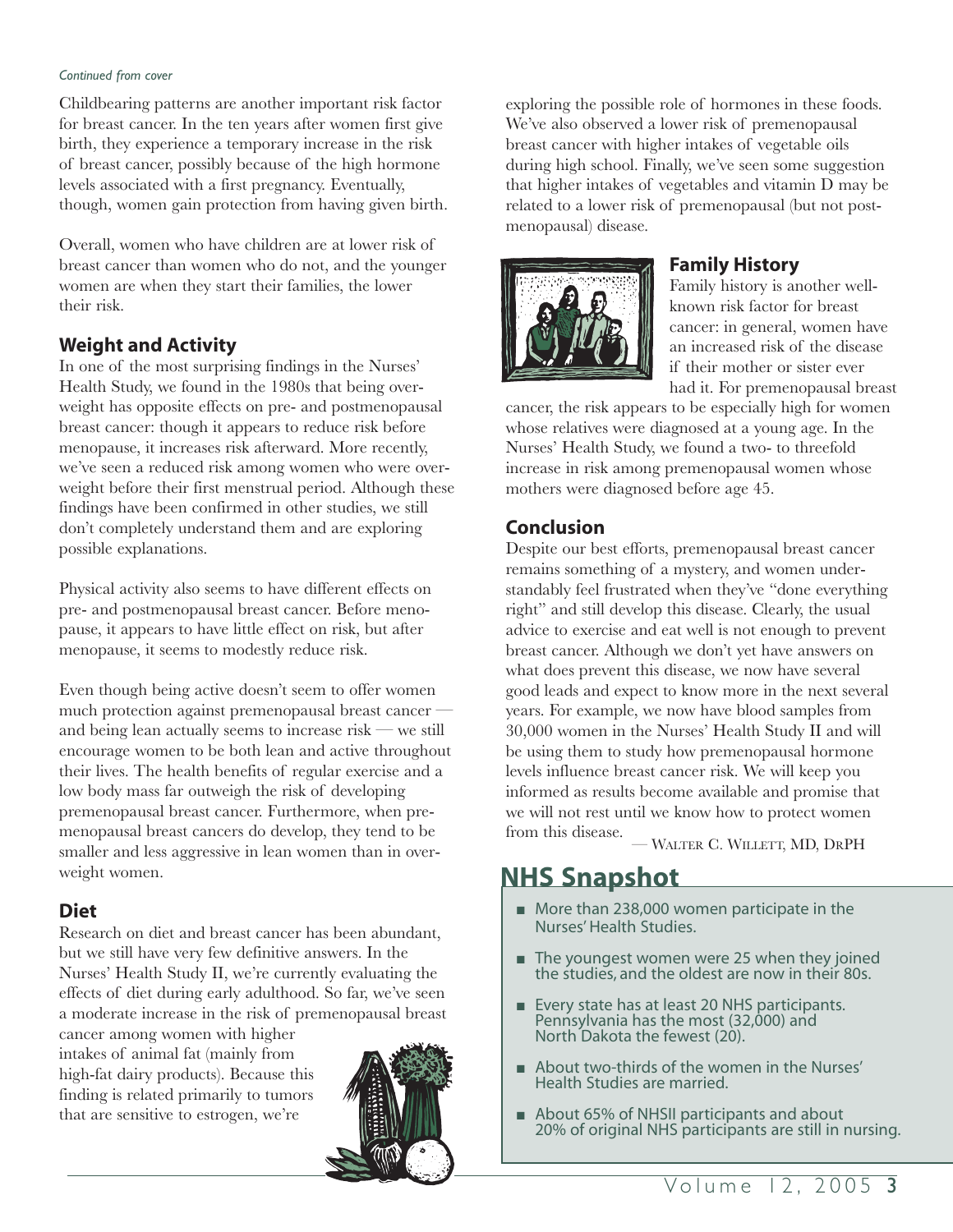*Continued from cover*

Childbearing patterns are another important risk factor for breast cancer. In the ten years after women first give birth, they experience a temporary increase in the risk of breast cancer, possibly because of the high hormone levels associated with a first pregnancy. Eventually, though, women gain protection from having given birth.

Overall, women who have children are at lower risk of breast cancer than women who do not, and the younger women are when they start their families, the lower their risk.

## Weight and Activity

In one of the most surprising findings in the Nurses' Health Study, we found in the 1980s that being overweight has opposite effects on pre- and postmenopausal breast cancer: though it appears to reduce risk before menopause, it increases risk afterward. More recently, we've seen a reduced risk among women who were overweight before their first menstrual period. Although these findings have been confirmed in other studies, we still don't completely understand them and are exploring possible explanations.

Physical activity also seems to have different effects on pre- and postmenopausal breast cancer. Before menopause, it appears to have little effect on risk, but after menopause, it seems to modestly reduce risk.

Even though being active doesn't seem to offer women much protection against premenopausal breast cancer — and being lean actually seems to increase risk — we still encourage women to be both lean and active throughout their lives. The health benefits of regular exercise and a low body mass far outweigh the risk of developing premenopausal breast cancer. Furthermore, when premenopausal breast cancers do develop, they tend to be smaller and less aggressive in lean women than in overweight women.

## Diet

Research on diet and breast cancer has been abundant, but we still have very few definitive answers. In the Nurses' Health Study II, we're currently evaluating the effects of diet during early adulthood. So far, we've seen a moderate increase in the risk of premenopausal breast cancer among women with higher intakes of animal fat (mainly from high-fat dairy products). Because this finding is related primarily to tumors that are sensitive to estrogen, we're exploring the possible role of hormones in these foods. We've also observed a lower risk of premenopausal breast cancer with higher intakes of vegetable oils during high school. Finally, we've seen some suggestion that higher intakes of vegetables and vitamin D may be related to a lower risk of premenopausal (but not postmenopausal) disease.

## Family History

Family history is another well-known risk factor for breast cancer: in general, women have an increased risk of the disease if their mother or sister ever had it. For premenopausal breast cancer, the risk appears to be especially high for women whose relatives were diagnosed at a young age. In the Nurses' Health Study, we found a two- to threefold increase in risk among premenopausal women whose mothers were diagnosed before age 45.

## Conclusion

Despite our best efforts, premenopausal breast cancer remains something of a mystery, and women understandably feel frustrated when they've "done everything right" and still develop this disease. Clearly, the usual advice to exercise and eat well is not enough to prevent breast cancer. Although we don't yet have answers on what does prevent this disease, we now have several good leads and expect to know more in the next several years. For example, we now have blood samples from 30,000 women in the Nurses' Health Study II and will be using them to study how premenopausal hormone levels influence breast cancer risk. We will keep you informed as results become available and promise that we will not rest until we know how to protect women from this disease.

— Walter C. Willett, MD, DrPH

## NHS Snapshot

- More than 238,000 women participate in the Nurses' Health Studies.
- The youngest women were 25 when they joined the studies, and the oldest are now in their 80s.
- Every state has at least 20 NHS participants. Pennsylvania has the most (32,000) and North Dakota the fewest (20).
- About two-thirds of the women in the Nurses' Health Studies are married.
- About 65% of NHSII participants and about 20% of original NHS participants are still in nursing.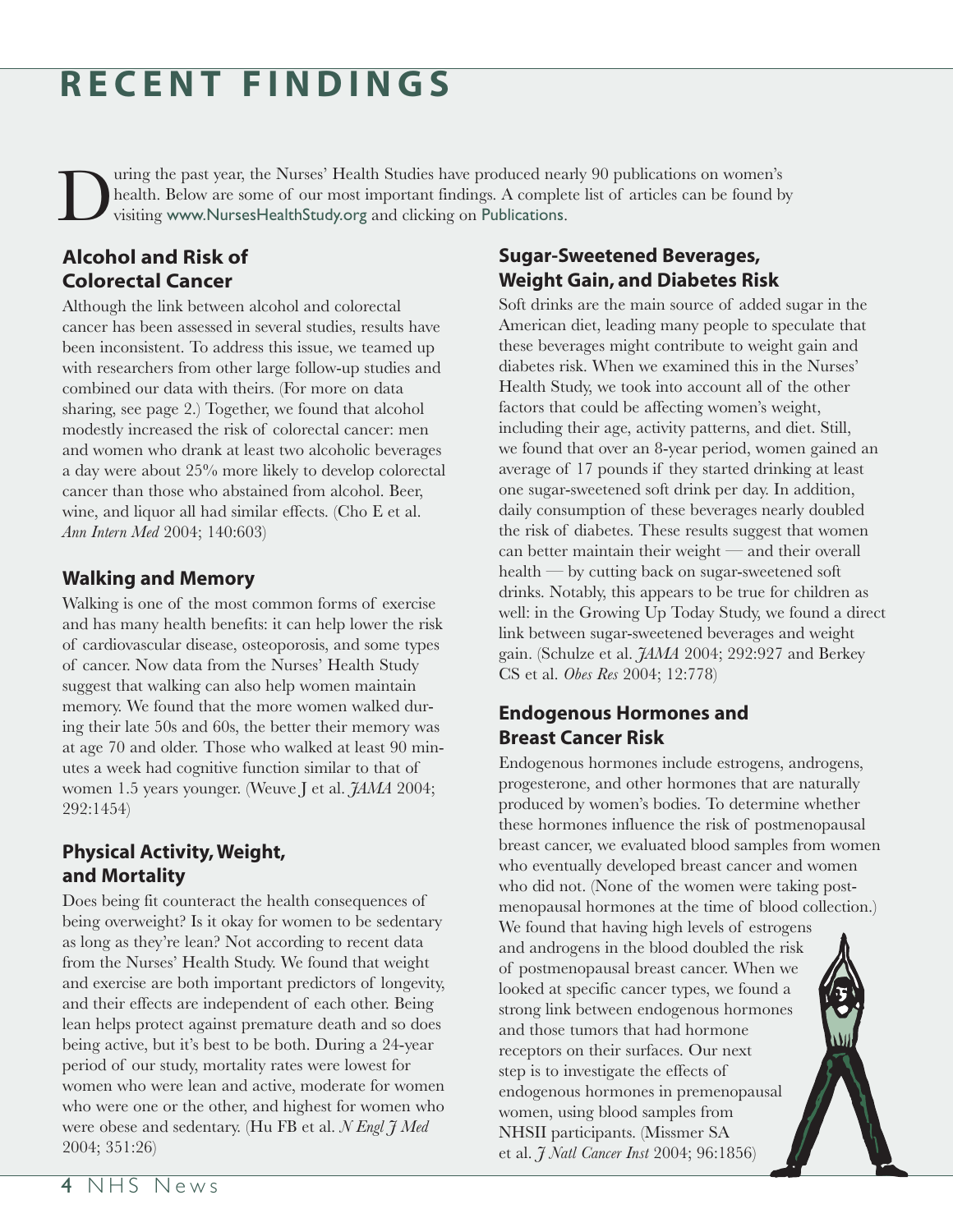# RECENT FINDINGS

During the past year, the Nurses' Health Studies have produced nearly 90 publications on women's health. Below are some of our most important findings. A complete list of articles can be found by visiting www.NursesHealthStudy.org and clicking on Publications.

## Alcohol and Risk of Colorectal Cancer

Although the link between alcohol and colorectal cancer has been assessed in several studies, results have been inconsistent. To address this issue, we teamed up with researchers from other large follow-up studies and combined our data with theirs. (For more on data sharing, see page 2.) Together, we found that alcohol modestly increased the risk of colorectal cancer: men and women who drank at least two alcoholic beverages a day were about 25% more likely to develop colorectal cancer than those who abstained from alcohol. Beer, wine, and liquor all had similar effects. (Cho E et al. *Ann Intern Med* 2004; 140:603)

## Walking and Memory

Walking is one of the most common forms of exercise and has many health benefits: it can help lower the risk of cardiovascular disease, osteoporosis, and some types of cancer. Now data from the Nurses' Health Study suggest that walking can also help women maintain memory. We found that the more women walked during their late 50s and 60s, the better their memory was at age 70 and older. Those who walked at least 90 minutes a week had cognitive function similar to that of women 1.5 years younger. (Weuve J et al. *JAMA* 2004; 292:1454)

## Physical Activity, Weight, and Mortality

Does being fit counteract the health consequences of being overweight? Is it okay for women to be sedentary as long as they're lean? Not according to recent data from the Nurses' Health Study. We found that weight and exercise are both important predictors of longevity, and their effects are independent of each other. Being lean helps protect against premature death and so does being active, but it's best to be both. During a 24-year period of our study, mortality rates were lowest for women who were lean and active, moderate for women who were one or the other, and highest for women who were obese and sedentary. (Hu FB et al. *N Engl J Med* 2004; 351:26)

## Sugar-Sweetened Beverages, Weight Gain, and Diabetes Risk

Soft drinks are the main source of added sugar in the American diet, leading many people to speculate that these beverages might contribute to weight gain and diabetes risk. When we examined this in the Nurses' Health Study, we took into account all of the other factors that could be affecting women's weight, including their age, activity patterns, and diet. Still, we found that over an 8-year period, women gained an average of 17 pounds if they started drinking at least one sugar-sweetened soft drink per day. In addition, daily consumption of these beverages nearly doubled the risk of diabetes. These results suggest that women can better maintain their weight — and their overall health — by cutting back on sugar-sweetened soft drinks. Notably, this appears to be true for children as well: in the Growing Up Today Study, we found a direct link between sugar-sweetened beverages and weight gain. (Schulze et al. *JAMA* 2004; 292:927 and Berkey CS et al. *Obes Res* 2004; 12:778)

## Endogenous Hormones and Breast Cancer Risk

Endogenous hormones include estrogens, androgens, progesterone, and other hormones that are naturally produced by women's bodies. To determine whether these hormones influence the risk of postmenopausal breast cancer, we evaluated blood samples from women who eventually developed breast cancer and women who did not. (None of the women were taking postmenopausal hormones at the time of blood collection.) We found that having high levels of estrogens and androgens in the blood doubled the risk of postmenopausal breast cancer. When we looked at specific cancer types, we found a strong link between endogenous hormones and those tumors that had hormone receptors on their surfaces. Our next step is to investigate the effects of endogenous hormones in premenopausal women, using blood samples from NHSII participants. (Missmer SA et al. *J Natl Cancer Inst* 2004; 96:1856)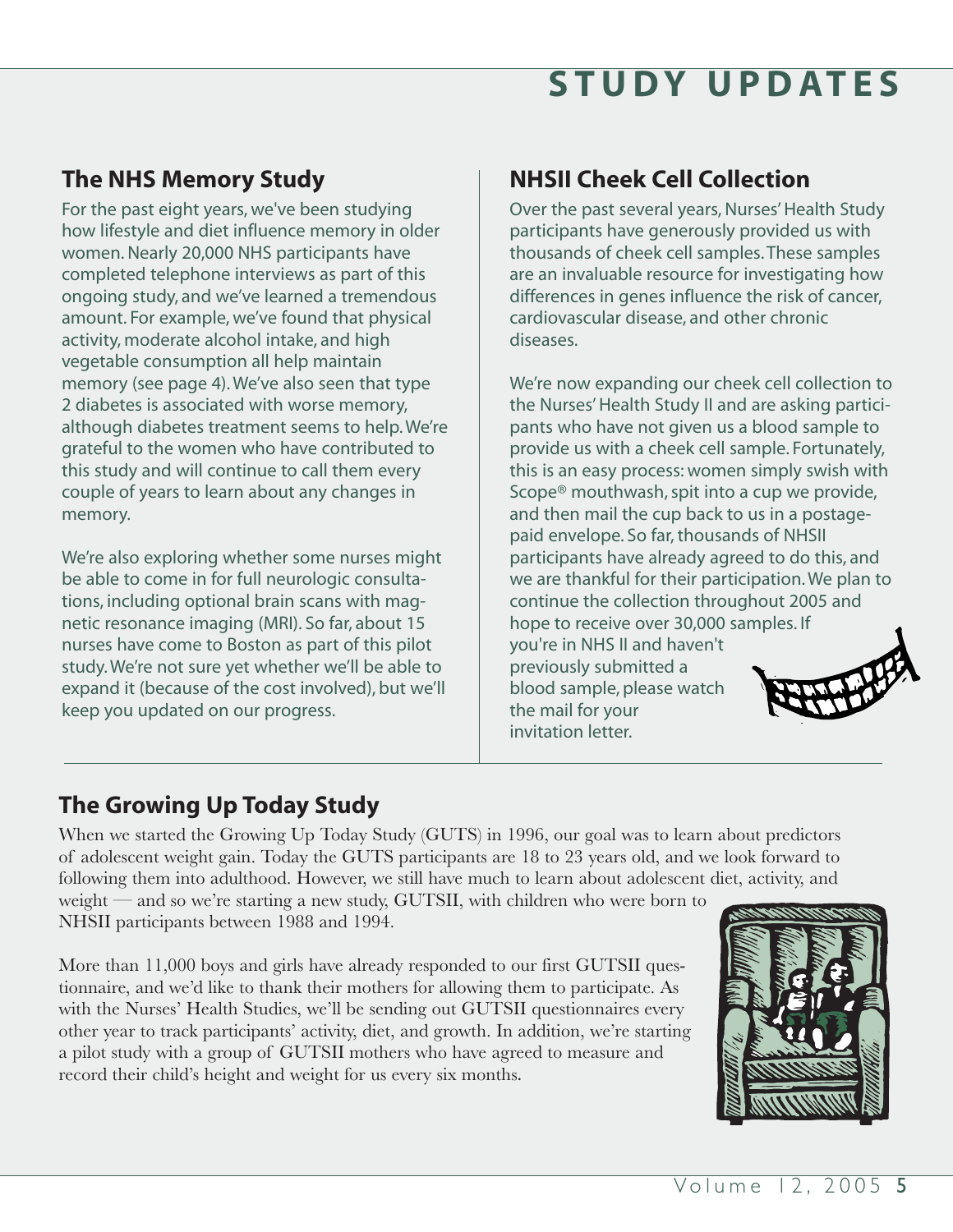# STUDY UPDATES

## The NHS Memory Study

For the past eight years, we've been studying how lifestyle and diet influence memory in older women. Nearly 20,000 NHS participants have completed telephone interviews as part of this ongoing study, and we've learned a tremendous amount. For example, we've found that physical activity, moderate alcohol intake, and high vegetable consumption all help maintain memory (see page 4). We've also seen that type 2 diabetes is associated with worse memory, although diabetes treatment seems to help. We're grateful to the women who have contributed to this study and will continue to call them every couple of years to learn about any changes in memory.

We're also exploring whether some nurses might be able to come in for full neurologic consultations, including optional brain scans with magnetic resonance imaging (MRI). So far, about 15 nurses have come to Boston as part of this pilot study. We're not sure yet whether we'll be able to expand it (because of the cost involved), but we'll keep you updated on our progress.

## NHSII Cheek Cell Collection

Over the past several years, Nurses' Health Study participants have generously provided us with thousands of cheek cell samples. These samples are an invaluable resource for investigating how differences in genes influence the risk of cancer, cardiovascular disease, and other chronic diseases.

We're now expanding our cheek cell collection to the Nurses' Health Study II and are asking participants who have not given us a blood sample to provide us with a cheek cell sample. Fortunately, this is an easy process: women simply swish with Scope® mouthwash, spit into a cup we provide, and then mail the cup back to us in a postage-paid envelope. So far, thousands of NHSII participants have already agreed to do this, and we are thankful for their participation. We plan to continue the collection throughout 2005 and hope to receive over 30,000 samples. If you're in NHS II and haven't previously submitted a blood sample, please watch the mail for your invitation letter.

## The Growing Up Today Study

When we started the Growing Up Today Study (GUTS) in 1996, our goal was to learn about predictors of adolescent weight gain. Today the GUTS participants are 18 to 23 years old, and we look forward to following them into adulthood. However, we still have much to learn about adolescent diet, activity, and weight — and so we're starting a new study, GUTSII, with children who were born to NHSII participants between 1988 and 1994.

More than 11,000 boys and girls have already responded to our first GUTSII questionnaire, and we'd like to thank their mothers for allowing them to participate. As with the Nurses' Health Studies, we'll be sending out GUTSII questionnaires every other year to track participants' activity, diet, and growth. In addition, we're starting a pilot study with a group of GUTSII mothers who have agreed to measure and record their child's height and weight for us every six months.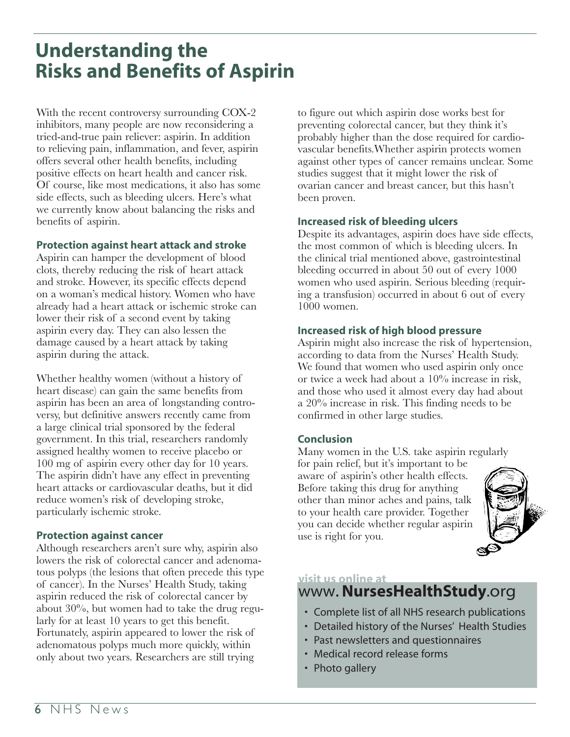# Understanding the Risks and Benefits of Aspirin

With the recent controversy surrounding COX-2 inhibitors, many people are now reconsidering a tried-and-true pain reliever: aspirin. In addition to relieving pain, inflammation, and fever, aspirin offers several other health benefits, including positive effects on heart health and cancer risk. Of course, like most medications, it also has some side effects, such as bleeding ulcers. Here's what we currently know about balancing the risks and benefits of aspirin.

### Protection against heart attack and stroke

Aspirin can hamper the development of blood clots, thereby reducing the risk of heart attack and stroke. However, its specific effects depend on a woman's medical history. Women who have already had a heart attack or ischemic stroke can lower their risk of a second event by taking aspirin every day. They can also lessen the damage caused by a heart attack by taking aspirin during the attack.

Whether healthy women (without a history of heart disease) can gain the same benefits from aspirin has been an area of longstanding controversy, but definitive answers recently came from a large clinical trial sponsored by the federal government. In this trial, researchers randomly assigned healthy women to receive placebo or 100 mg of aspirin every other day for 10 years. The aspirin didn't have any effect in preventing heart attacks or cardiovascular deaths, but it did reduce women's risk of developing stroke, particularly ischemic stroke.

### Protection against cancer

Although researchers aren't sure why, aspirin also lowers the risk of colorectal cancer and adenomatous polyps (the lesions that often precede this type of cancer). In the Nurses' Health Study, taking aspirin reduced the risk of colorectal cancer by about 30%, but women had to take the drug regularly for at least 10 years to get this benefit. Fortunately, aspirin appeared to lower the risk of adenomatous polyps much more quickly, within only about two years. Researchers are still trying to figure out which aspirin dose works best for preventing colorectal cancer, but they think it's probably higher than the dose required for cardiovascular benefits. Whether aspirin protects women against other types of cancer remains unclear. Some studies suggest that it might lower the risk of ovarian cancer and breast cancer, but this hasn't been proven.

### Increased risk of bleeding ulcers

Despite its advantages, aspirin does have side effects, the most common of which is bleeding ulcers. In the clinical trial mentioned above, gastrointestinal bleeding occurred in about 50 out of every 1000 women who used aspirin. Serious bleeding (requiring a transfusion) occurred in about 6 out of every 1000 women.

### Increased risk of high blood pressure

Aspirin might also increase the risk of hypertension, according to data from the Nurses' Health Study. We found that women who used aspirin only once or twice a week had about a 10% increase in risk, and those who used it almost every day had about a 20% increase in risk. This finding needs to be confirmed in other large studies.

### Conclusion

Many women in the U.S. take aspirin regularly for pain relief, but it's important to be aware of aspirin's other health effects. Before taking this drug for anything other than minor aches and pains, talk to your health care provider. Together you can decide whether regular aspirin use is right for you.

**visit us online at**
www.**NursesHealthStudy**.org

- Complete list of all NHS research publications
- Detailed history of the Nurses' Health Studies
- Past newsletters and questionnaires
- Medical record release forms
- Photo gallery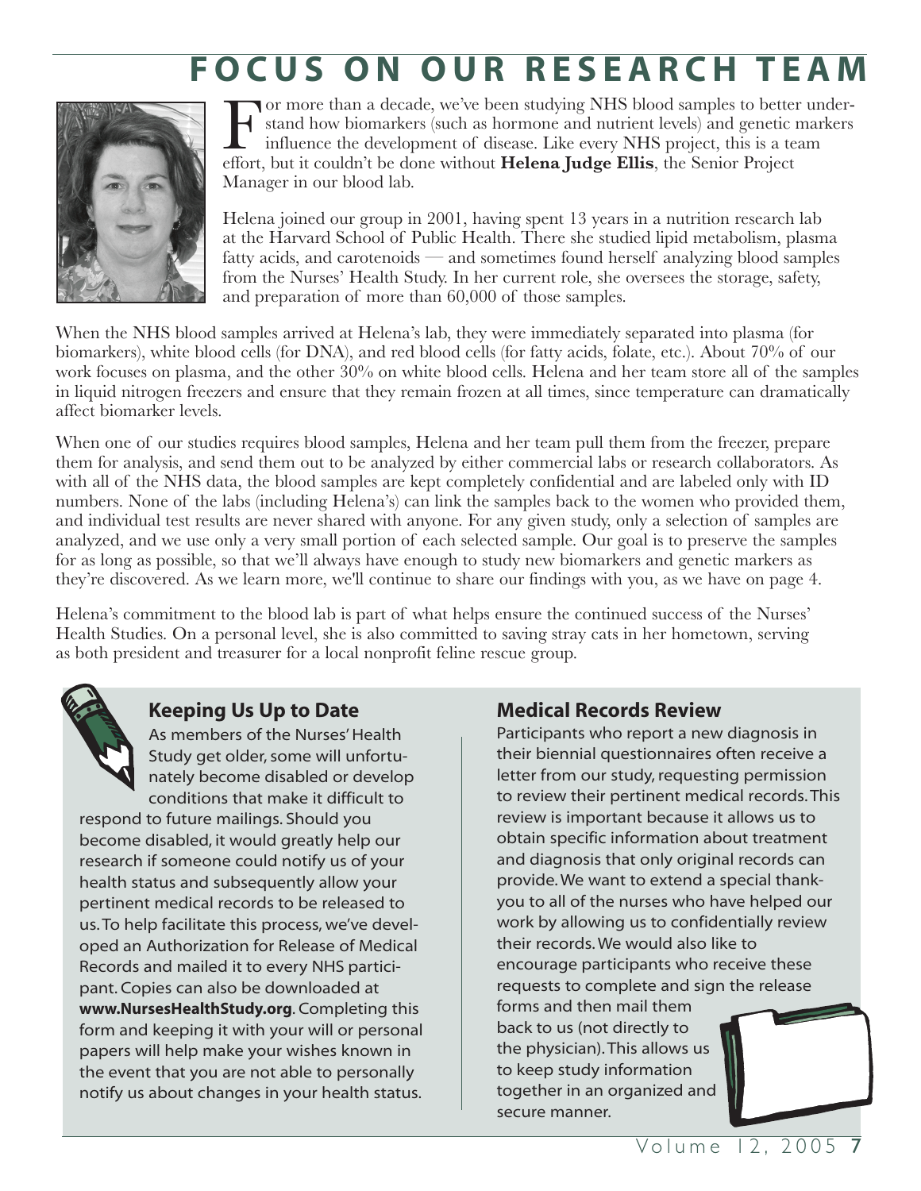# FOCUS ON OUR RESEARCH TEAM

For more than a decade, we've been studying NHS blood samples to better understand how biomarkers (such as hormone and nutrient levels) and genetic markers influence the development of disease. Like every NHS project, this is a team effort, but it couldn't be done without **Helena Judge Ellis**, the Senior Project Manager in our blood lab.

Helena joined our group in 2001, having spent 13 years in a nutrition research lab at the Harvard School of Public Health. There she studied lipid metabolism, plasma fatty acids, and carotenoids — and sometimes found herself analyzing blood samples from the Nurses' Health Study. In her current role, she oversees the storage, safety, and preparation of more than 60,000 of those samples.

When the NHS blood samples arrived at Helena's lab, they were immediately separated into plasma (for biomarkers), white blood cells (for DNA), and red blood cells (for fatty acids, folate, etc.). About 70% of our work focuses on plasma, and the other 30% on white blood cells. Helena and her team store all of the samples in liquid nitrogen freezers and ensure that they remain frozen at all times, since temperature can dramatically affect biomarker levels.

When one of our studies requires blood samples, Helena and her team pull them from the freezer, prepare them for analysis, and send them out to be analyzed by either commercial labs or research collaborators. As with all of the NHS data, the blood samples are kept completely confidential and are labeled only with ID numbers. None of the labs (including Helena's) can link the samples back to the women who provided them, and individual test results are never shared with anyone. For any given study, only a selection of samples are analyzed, and we use only a very small portion of each selected sample. Our goal is to preserve the samples for as long as possible, so that we'll always have enough to study new biomarkers and genetic markers as they're discovered. As we learn more, we'll continue to share our findings with you, as we have on page 4.

Helena's commitment to the blood lab is part of what helps ensure the continued success of the Nurses' Health Studies. On a personal level, she is also committed to saving stray cats in her hometown, serving as both president and treasurer for a local nonprofit feline rescue group.

## Keeping Us Up to Date

As members of the Nurses' Health Study get older, some will unfortunately become disabled or develop conditions that make it difficult to respond to future mailings. Should you become disabled, it would greatly help our research if someone could notify us of your health status and subsequently allow your pertinent medical records to be released to us. To help facilitate this process, we've developed an Authorization for Release of Medical Records and mailed it to every NHS participant. Copies can also be downloaded at **www.NursesHealthStudy.org**. Completing this form and keeping it with your will or personal papers will help make your wishes known in the event that you are not able to personally notify us about changes in your health status.

## Medical Records Review

Participants who report a new diagnosis in their biennial questionnaires often receive a letter from our study, requesting permission to review their pertinent medical records. This review is important because it allows us to obtain specific information about treatment and diagnosis that only original records can provide. We want to extend a special thank-you to all of the nurses who have helped our work by allowing us to confidentially review their records. We would also like to encourage participants who receive these requests to complete and sign the release forms and then mail them back to us (not directly to the physician). This allows us to keep study information together in an organized and secure manner.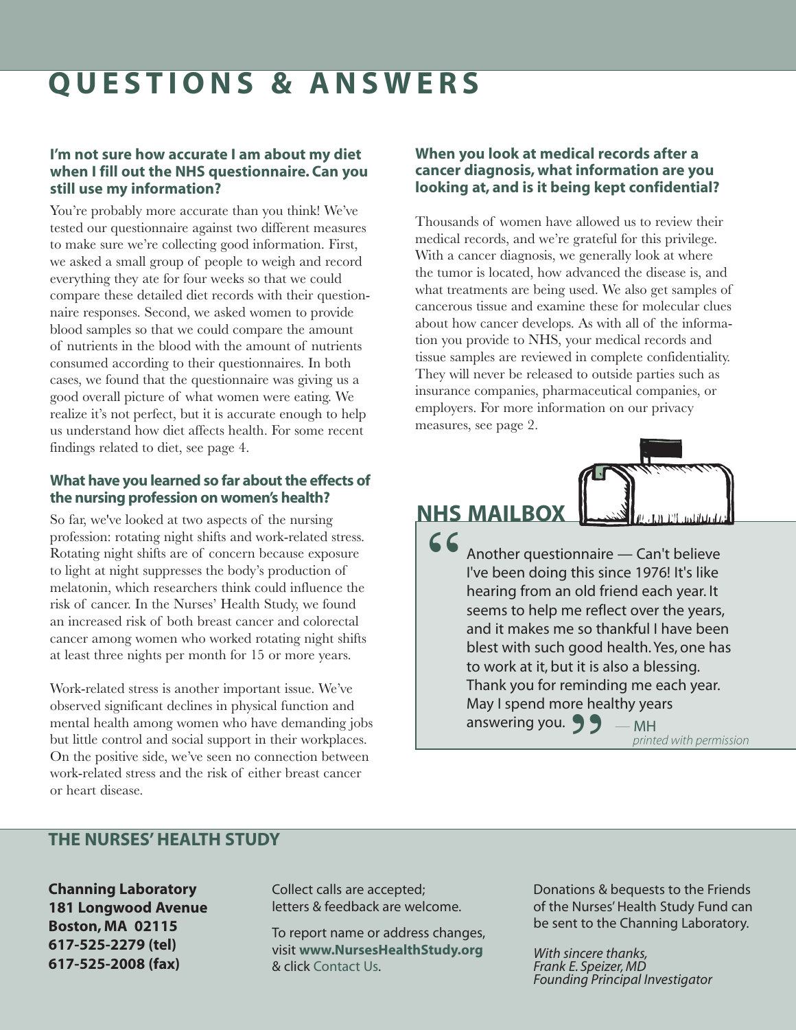# QUESTIONS & ANSWERS

### I'm not sure how accurate I am about my diet when I fill out the NHS questionnaire. Can you still use my information?

You're probably more accurate than you think! We've tested our questionnaire against two different measures to make sure we're collecting good information. First, we asked a small group of people to weigh and record everything they ate for four weeks so that we could compare these detailed diet records with their questionnaire responses. Second, we asked women to provide blood samples so that we could compare the amount of nutrients in the blood with the amount of nutrients consumed according to their questionnaires. In both cases, we found that the questionnaire was giving us a good overall picture of what women were eating. We realize it's not perfect, but it is accurate enough to help us understand how diet affects health. For some recent findings related to diet, see page 4.

### What have you learned so far about the effects of the nursing profession on women's health?

So far, we've looked at two aspects of the nursing profession: rotating night shifts and work-related stress. Rotating night shifts are of concern because exposure to light at night suppresses the body's production of melatonin, which researchers think could influence the risk of cancer. In the Nurses' Health Study, we found an increased risk of both breast cancer and colorectal cancer among women who worked rotating night shifts at least three nights per month for 15 or more years.

Work-related stress is another important issue. We've observed significant declines in physical function and mental health among women who have demanding jobs but little control and social support in their workplaces. On the positive side, we've seen no connection between work-related stress and the risk of either breast cancer or heart disease.

### When you look at medical records after a cancer diagnosis, what information are you looking at, and is it being kept confidential?

Thousands of women have allowed us to review their medical records, and we're grateful for this privilege. With a cancer diagnosis, we generally look at where the tumor is located, how advanced the disease is, and what treatments are being used. We also get samples of cancerous tissue and examine these for molecular clues about how cancer develops. As with all of the information you provide to NHS, your medical records and tissue samples are reviewed in complete confidentiality. They will never be released to outside parties such as insurance companies, pharmaceutical companies, or employers. For more information on our privacy measures, see page 2.

## NHS MAILBOX

"Another questionnaire — Can't believe I've been doing this since 1976! It's like hearing from an old friend each year. It seems to help me reflect over the years, and it makes me so thankful I have been blest with such good health. Yes, one has to work at it, but it is also a blessing. Thank you for reminding me each year. May I spend more healthy years answering you." — MH

*printed with permission*

## THE NURSES' HEALTH STUDY

**Channing Laboratory**
**181 Longwood Avenue**
**Boston, MA 02115**
**617-525-2279 (tel)**
**617-525-2008 (fax)**

Collect calls are accepted; letters & feedback are welcome.

To report name or address changes, visit **www.NursesHealthStudy.org** & click Contact Us.

Donations & bequests to the Friends of the Nurses' Health Study Fund can be sent to the Channing Laboratory.

*With sincere thanks,*
*Frank E. Speizer, MD*
*Founding Principal Investigator*